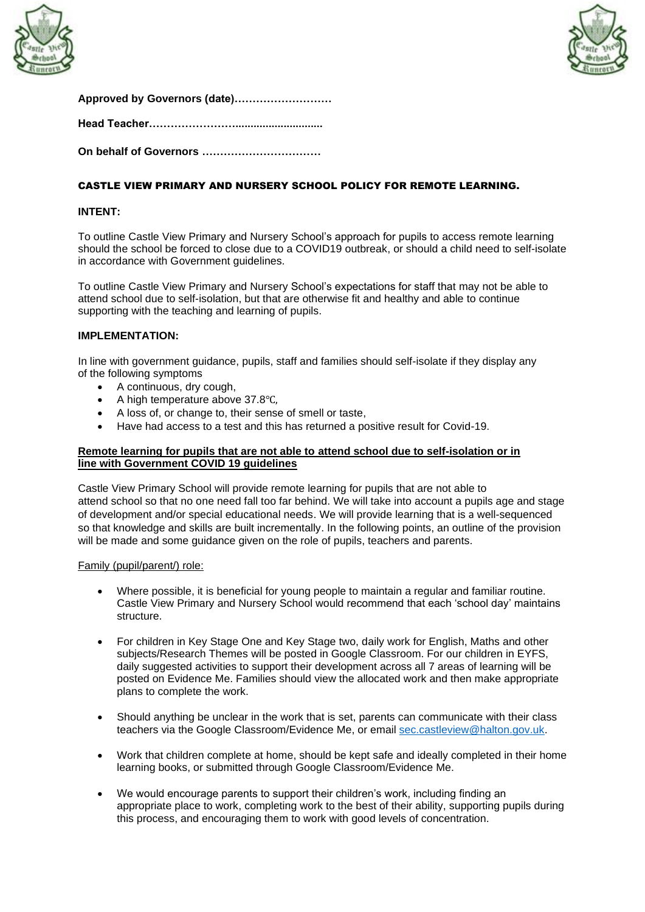**Approved by Governors (date)………………………**

**Head Teacher…………………….............................**

**On behalf of Governors ……………………………**

## CASTLE VIEW PRIMARY AND NURSERY SCHOOL POLICY FOR REMOTE LEARNING.

### INTENT:

To outline Castle View Primary and Nursery School's approach for pupils to access remote learning should the school be forced to close due to a COVID19 outbreak, or should a child need to self-isolate in accordance with Government guidelines.

To outline Castle View Primary and Nursery School's expectations for staff that may not be able to attend school due to self-isolation, but that are otherwise fit and healthy and able to continue supporting with the teaching and learning of pupils.

### IMPLEMENTATION:

In line with government guidance, pupils, staff and families should self-isolate if they display any of the following symptoms

- A continuous, dry cough,
- A high temperature above 37.8℃*,*
- A loss of, or change to, their sense of smell or taste,
- Have had access to a test and this has returned a positive result for Covid-19.

**Remote learning for pupils that are not able to attend school due to self-isolation or in line with Government COVID 19 guidelines**

Castle View Primary School will provide remote learning for pupils that are not able to attend school so that no one need fall too far behind. We will take into account a pupils age and stage of development and/or special educational needs. We will provide learning that is a well-sequenced so that knowledge and skills are built incrementally. In the following points, an outline of the provision will be made and some guidance given on the role of pupils, teachers and parents.

Family (pupil/parent/) role:

- Where possible, it is beneficial for young people to maintain a regular and familiar routine. Castle View Primary and Nursery School would recommend that each 'school day' maintains structure.
- For children in Key Stage One and Key Stage two, daily work for English, Maths and other subjects/Research Themes will be posted in Google Classroom. For our children in EYFS, daily suggested activities to support their development across all 7 areas of learning will be posted on Evidence Me. Families should view the allocated work and then make appropriate plans to complete the work.
- Should anything be unclear in the work that is set, parents can communicate with their class teachers via the Google Classroom/Evidence Me, or email sec.castleview@halton.gov.uk.
- Work that children complete at home, should be kept safe and ideally completed in their home learning books, or submitted through Google Classroom/Evidence Me.
- We would encourage parents to support their children's work, including finding an appropriate place to work, completing work to the best of their ability, supporting pupils during this process, and encouraging them to work with good levels of concentration.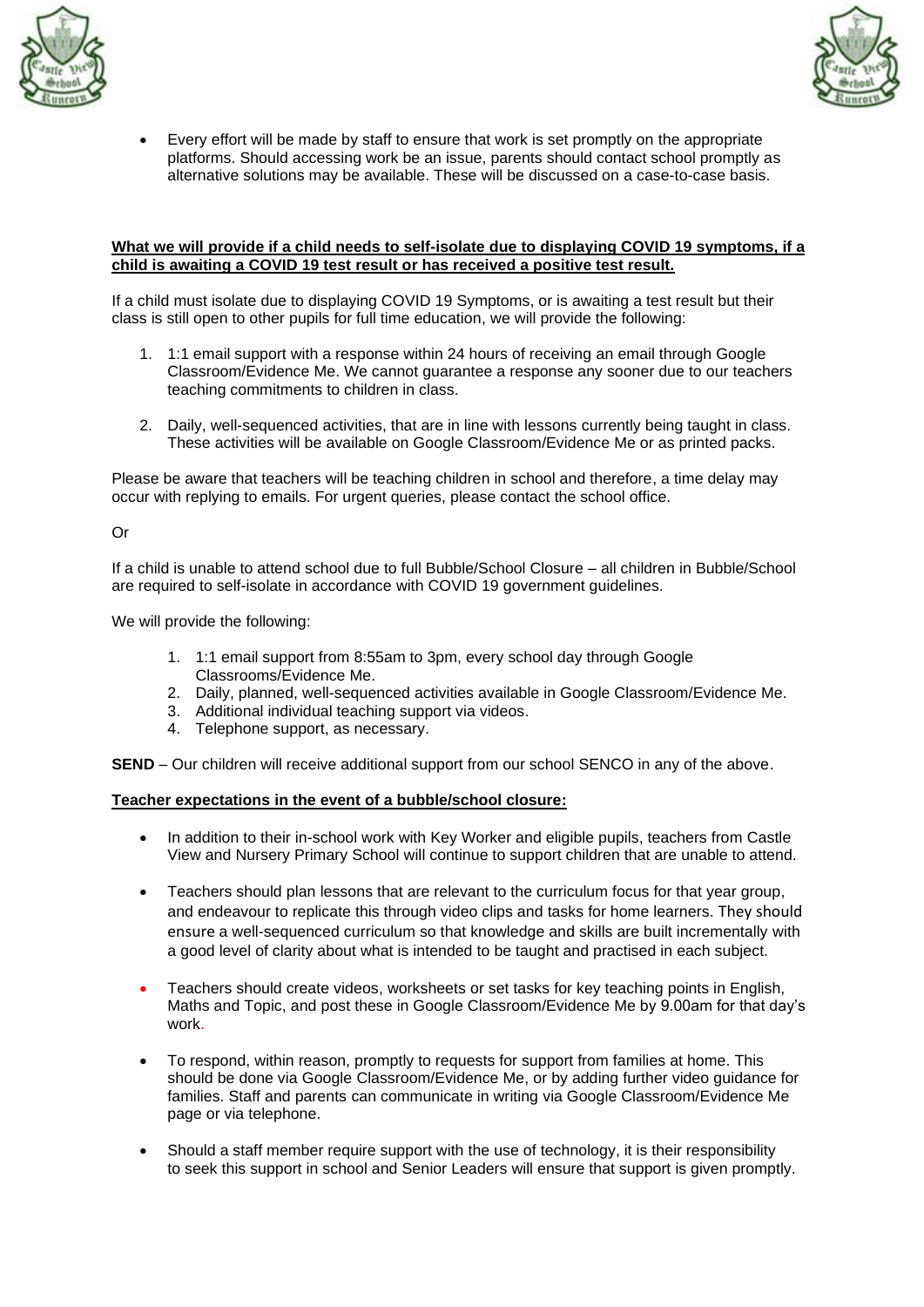- Every effort will be made by staff to ensure that work is set promptly on the appropriate platforms. Should accessing work be an issue, parents should contact school promptly as alternative solutions may be available. These will be discussed on a case-to-case basis.

**What we will provide if a child needs to self-isolate due to displaying COVID 19 symptoms, if a child is awaiting a COVID 19 test result or has received a positive test result.**

If a child must isolate due to displaying COVID 19 Symptoms, or is awaiting a test result but their class is still open to other pupils for full time education, we will provide the following:

1. 1:1 email support with a response within 24 hours of receiving an email through Google Classroom/Evidence Me. We cannot guarantee a response any sooner due to our teachers teaching commitments to children in class.

2. Daily, well-sequenced activities, that are in line with lessons currently being taught in class. These activities will be available on Google Classroom/Evidence Me or as printed packs.

Please be aware that teachers will be teaching children in school and therefore, a time delay may occur with replying to emails. For urgent queries, please contact the school office.

Or

If a child is unable to attend school due to full Bubble/School Closure – all children in Bubble/School are required to self-isolate in accordance with COVID 19 government guidelines.

We will provide the following:

1. 1:1 email support from 8:55am to 3pm, every school day through Google Classrooms/Evidence Me.
2. Daily, planned, well-sequenced activities available in Google Classroom/Evidence Me.
3. Additional individual teaching support via videos.
4. Telephone support, as necessary.

**SEND** – Our children will receive additional support from our school SENCO in any of the above.

**Teacher expectations in the event of a bubble/school closure:**

- In addition to their in-school work with Key Worker and eligible pupils, teachers from Castle View and Nursery Primary School will continue to support children that are unable to attend.

- Teachers should plan lessons that are relevant to the curriculum focus for that year group, and endeavour to replicate this through video clips and tasks for home learners. They should ensure a well-sequenced curriculum so that knowledge and skills are built incrementally with a good level of clarity about what is intended to be taught and practised in each subject.

- Teachers should create videos, worksheets or set tasks for key teaching points in English, Maths and Topic, and post these in Google Classroom/Evidence Me by 9.00am for that day's work.

- To respond, within reason, promptly to requests for support from families at home. This should be done via Google Classroom/Evidence Me, or by adding further video guidance for families. Staff and parents can communicate in writing via Google Classroom/Evidence Me page or via telephone.

- Should a staff member require support with the use of technology, it is their responsibility to seek this support in school and Senior Leaders will ensure that support is given promptly.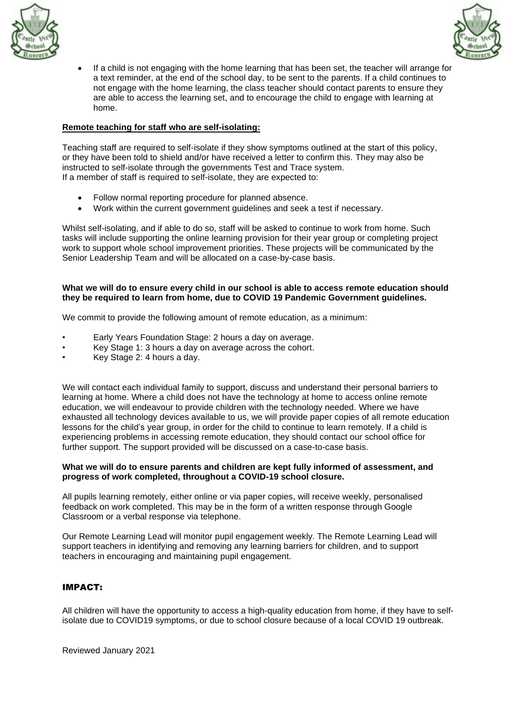- If a child is not engaging with the home learning that has been set, the teacher will arrange for a text reminder, at the end of the school day, to be sent to the parents. If a child continues to not engage with the home learning, the class teacher should contact parents to ensure they are able to access the learning set, and to encourage the child to engage with learning at home.

**Remote teaching for staff who are self-isolating:**

Teaching staff are required to self-isolate if they show symptoms outlined at the start of this policy, or they have been told to shield and/or have received a letter to confirm this. They may also be instructed to self-isolate through the governments Test and Trace system.
If a member of staff is required to self-isolate, they are expected to:

- Follow normal reporting procedure for planned absence.
- Work within the current government guidelines and seek a test if necessary.

Whilst self-isolating, and if able to do so, staff will be asked to continue to work from home. Such tasks will include supporting the online learning provision for their year group or completing project work to support whole school improvement priorities. These projects will be communicated by the Senior Leadership Team and will be allocated on a case-by-case basis.

**What we will do to ensure every child in our school is able to access remote education should they be required to learn from home, due to COVID 19 Pandemic Government guidelines.**

We commit to provide the following amount of remote education, as a minimum:

- Early Years Foundation Stage: 2 hours a day on average.
- Key Stage 1: 3 hours a day on average across the cohort.
- Key Stage 2: 4 hours a day.

We will contact each individual family to support, discuss and understand their personal barriers to learning at home. Where a child does not have the technology at home to access online remote education, we will endeavour to provide children with the technology needed. Where we have exhausted all technology devices available to us, we will provide paper copies of all remote education lessons for the child's year group, in order for the child to continue to learn remotely. If a child is experiencing problems in accessing remote education, they should contact our school office for further support. The support provided will be discussed on a case-to-case basis.

**What we will do to ensure parents and children are kept fully informed of assessment, and progress of work completed, throughout a COVID-19 school closure.**

All pupils learning remotely, either online or via paper copies, will receive weekly, personalised feedback on work completed. This may be in the form of a written response through Google Classroom or a verbal response via telephone.

Our Remote Learning Lead will monitor pupil engagement weekly. The Remote Learning Lead will support teachers in identifying and removing any learning barriers for children, and to support teachers in encouraging and maintaining pupil engagement.

## IMPACT:

All children will have the opportunity to access a high-quality education from home, if they have to self-isolate due to COVID19 symptoms, or due to school closure because of a local COVID 19 outbreak.

Reviewed January 2021